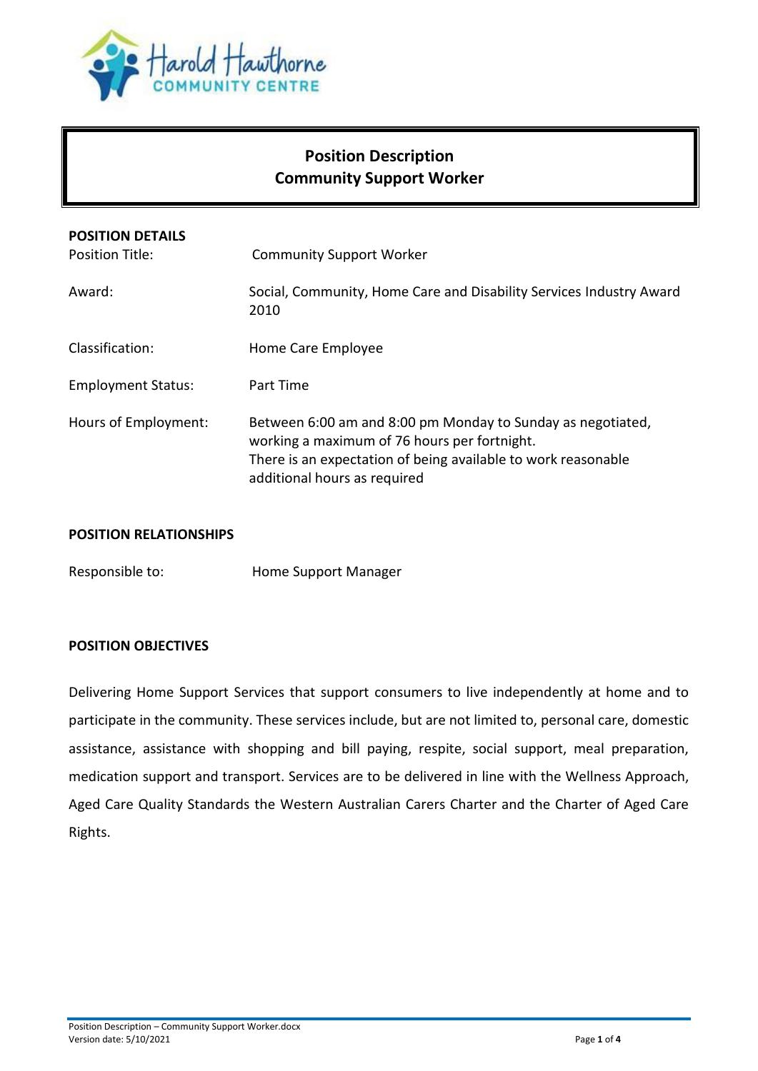# Position Description
# Community Support Worker

## POSITION DETAILS

| | |
|---|---|
| Position Title: | Community Support Worker |
| Award: | Social, Community, Home Care and Disability Services Industry Award 2010 |
| Classification: | Home Care Employee |
| Employment Status: | Part Time |
| Hours of Employment: | Between 6:00 am and 8:00 pm Monday to Sunday as negotiated, working a maximum of 76 hours per fortnight. There is an expectation of being available to work reasonable additional hours as required |

## POSITION RELATIONSHIPS

| | |
|---|---|
| Responsible to: | Home Support Manager |

## POSITION OBJECTIVES

Delivering Home Support Services that support consumers to live independently at home and to participate in the community. These services include, but are not limited to, personal care, domestic assistance, assistance with shopping and bill paying, respite, social support, meal preparation, medication support and transport. Services are to be delivered in line with the Wellness Approach, Aged Care Quality Standards the Western Australian Carers Charter and the Charter of Aged Care Rights.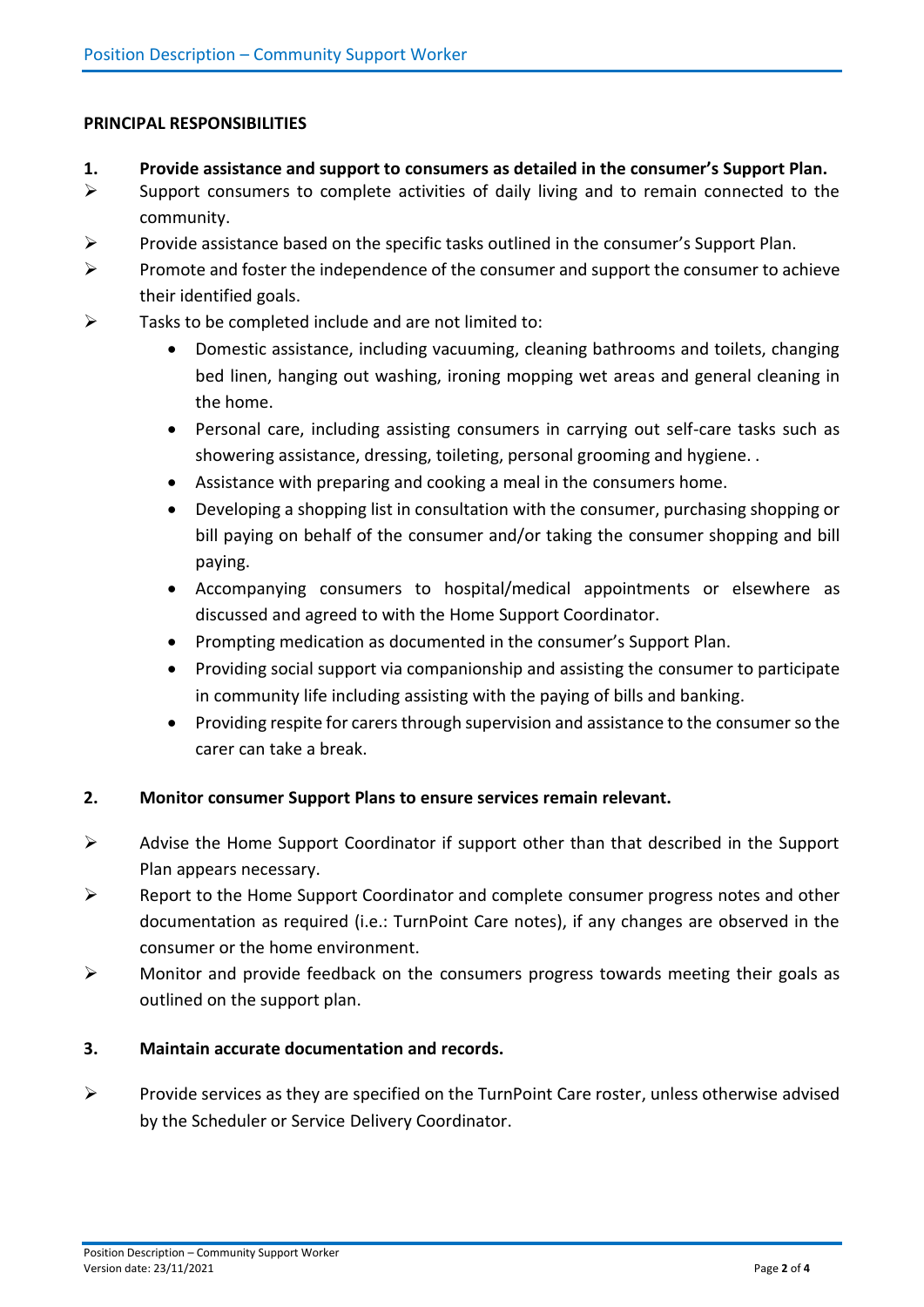**PRINCIPAL RESPONSIBILITIES**

**1. Provide assistance and support to consumers as detailed in the consumer's Support Plan.**

- Support consumers to complete activities of daily living and to remain connected to the community.
- Provide assistance based on the specific tasks outlined in the consumer's Support Plan.
- Promote and foster the independence of the consumer and support the consumer to achieve their identified goals.
- Tasks to be completed include and are not limited to:
  - Domestic assistance, including vacuuming, cleaning bathrooms and toilets, changing bed linen, hanging out washing, ironing mopping wet areas and general cleaning in the home.
  - Personal care, including assisting consumers in carrying out self-care tasks such as showering assistance, dressing, toileting, personal grooming and hygiene. .
  - Assistance with preparing and cooking a meal in the consumers home.
  - Developing a shopping list in consultation with the consumer, purchasing shopping or bill paying on behalf of the consumer and/or taking the consumer shopping and bill paying.
  - Accompanying consumers to hospital/medical appointments or elsewhere as discussed and agreed to with the Home Support Coordinator.
  - Prompting medication as documented in the consumer's Support Plan.
  - Providing social support via companionship and assisting the consumer to participate in community life including assisting with the paying of bills and banking.
  - Providing respite for carers through supervision and assistance to the consumer so the carer can take a break.

**2. Monitor consumer Support Plans to ensure services remain relevant.**

- Advise the Home Support Coordinator if support other than that described in the Support Plan appears necessary.
- Report to the Home Support Coordinator and complete consumer progress notes and other documentation as required (i.e.: TurnPoint Care notes), if any changes are observed in the consumer or the home environment.
- Monitor and provide feedback on the consumers progress towards meeting their goals as outlined on the support plan.

**3. Maintain accurate documentation and records.**

- Provide services as they are specified on the TurnPoint Care roster, unless otherwise advised by the Scheduler or Service Delivery Coordinator.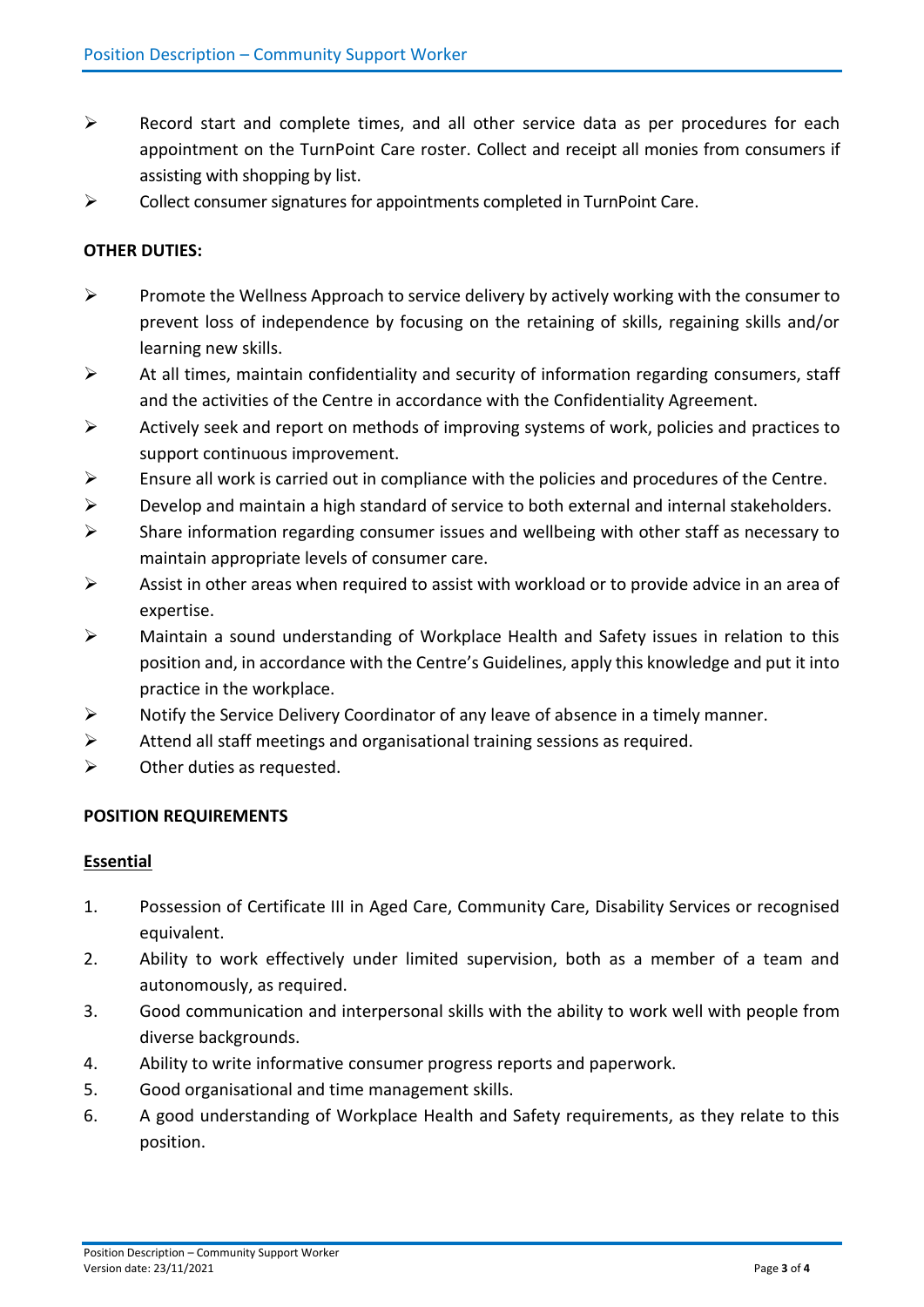- Record start and complete times, and all other service data as per procedures for each appointment on the TurnPoint Care roster. Collect and receipt all monies from consumers if assisting with shopping by list.
- Collect consumer signatures for appointments completed in TurnPoint Care.

**OTHER DUTIES:**

- Promote the Wellness Approach to service delivery by actively working with the consumer to prevent loss of independence by focusing on the retaining of skills, regaining skills and/or learning new skills.
- At all times, maintain confidentiality and security of information regarding consumers, staff and the activities of the Centre in accordance with the Confidentiality Agreement.
- Actively seek and report on methods of improving systems of work, policies and practices to support continuous improvement.
- Ensure all work is carried out in compliance with the policies and procedures of the Centre.
- Develop and maintain a high standard of service to both external and internal stakeholders.
- Share information regarding consumer issues and wellbeing with other staff as necessary to maintain appropriate levels of consumer care.
- Assist in other areas when required to assist with workload or to provide advice in an area of expertise.
- Maintain a sound understanding of Workplace Health and Safety issues in relation to this position and, in accordance with the Centre's Guidelines, apply this knowledge and put it into practice in the workplace.
- Notify the Service Delivery Coordinator of any leave of absence in a timely manner.
- Attend all staff meetings and organisational training sessions as required.
- Other duties as requested.

**POSITION REQUIREMENTS**

**Essential**

1. Possession of Certificate III in Aged Care, Community Care, Disability Services or recognised equivalent.
2. Ability to work effectively under limited supervision, both as a member of a team and autonomously, as required.
3. Good communication and interpersonal skills with the ability to work well with people from diverse backgrounds.
4. Ability to write informative consumer progress reports and paperwork.
5. Good organisational and time management skills.
6. A good understanding of Workplace Health and Safety requirements, as they relate to this position.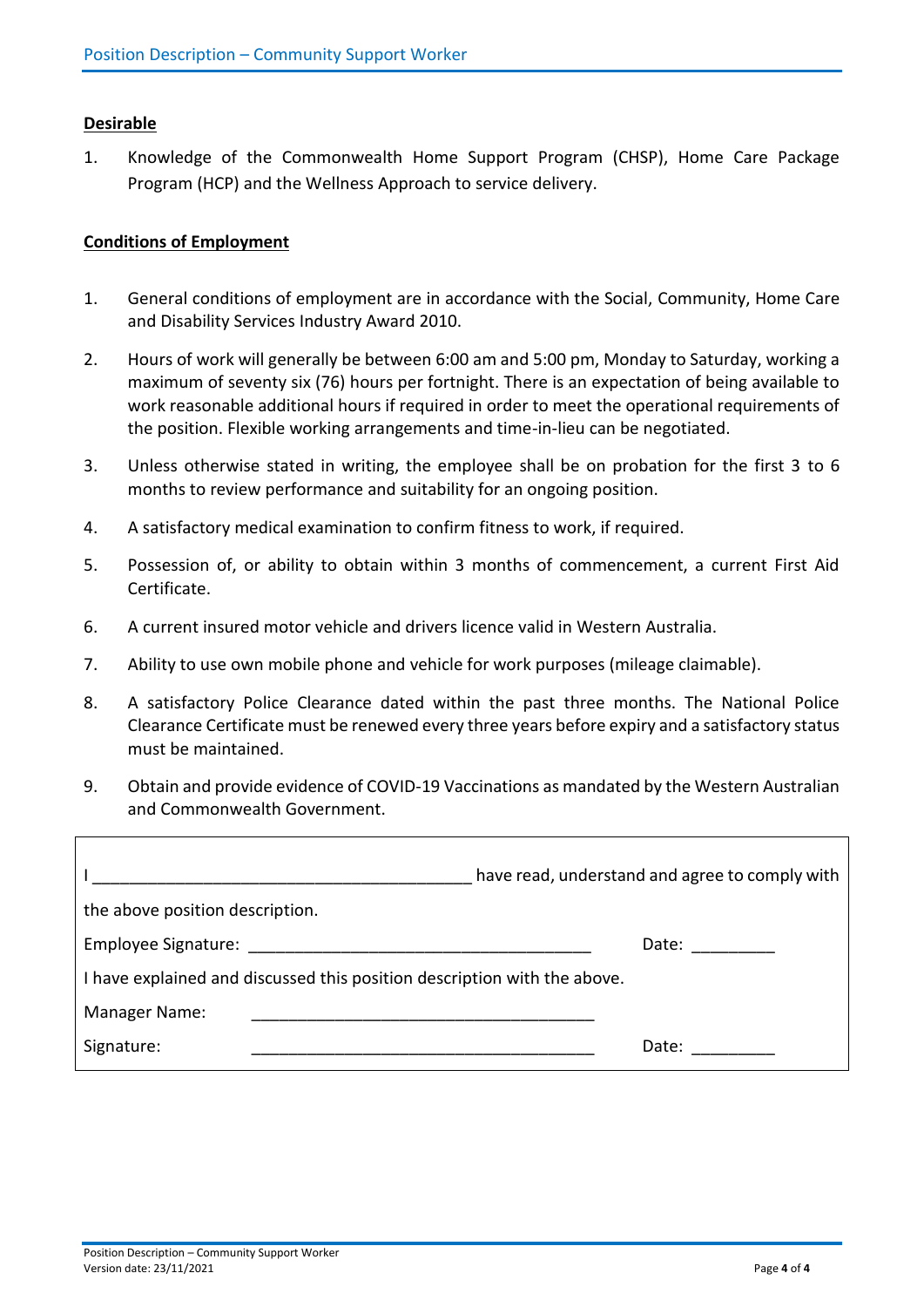**Desirable**

1. Knowledge of the Commonwealth Home Support Program (CHSP), Home Care Package Program (HCP) and the Wellness Approach to service delivery.

**Conditions of Employment**

1. General conditions of employment are in accordance with the Social, Community, Home Care and Disability Services Industry Award 2010.
2. Hours of work will generally be between 6:00 am and 5:00 pm, Monday to Saturday, working a maximum of seventy six (76) hours per fortnight. There is an expectation of being available to work reasonable additional hours if required in order to meet the operational requirements of the position. Flexible working arrangements and time-in-lieu can be negotiated.
3. Unless otherwise stated in writing, the employee shall be on probation for the first 3 to 6 months to review performance and suitability for an ongoing position.
4. A satisfactory medical examination to confirm fitness to work, if required.
5. Possession of, or ability to obtain within 3 months of commencement, a current First Aid Certificate.
6. A current insured motor vehicle and drivers licence valid in Western Australia.
7. Ability to use own mobile phone and vehicle for work purposes (mileage claimable).
8. A satisfactory Police Clearance dated within the past three months. The National Police Clearance Certificate must be renewed every three years before expiry and a satisfactory status must be maintained.
9. Obtain and provide evidence of COVID-19 Vaccinations as mandated by the Western Australian and Commonwealth Government.

I ________________________________________ have read, understand and agree to comply with the above position description.

Employee Signature: ____________________________________ Date: _________

I have explained and discussed this position description with the above.

Manager Name: ____________________________________

Signature: ____________________________________ Date: _________